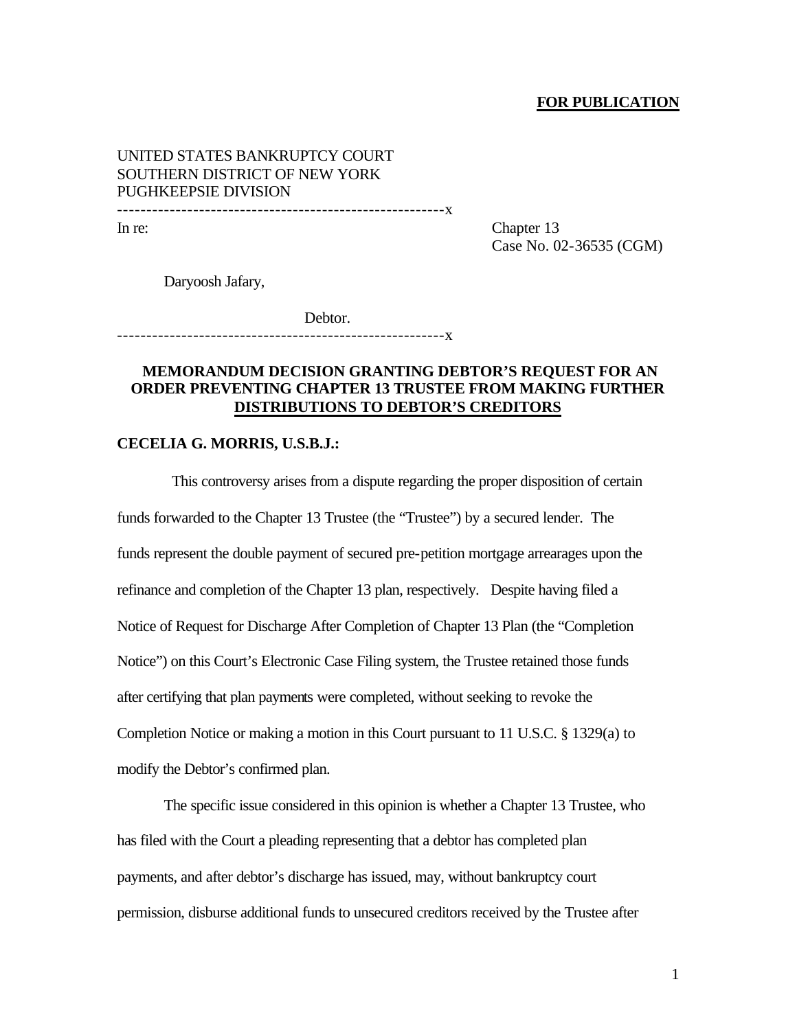**FOR PUBLICATION**

UNITED STATES BANKRUPTCY COURT
SOUTHERN DISTRICT OF NEW YORK
PUGHKEEPSIE DIVISION

---------------------------------------------------------x

In re: Chapter 13
Case No. 02-36535 (CGM)

Daryoosh Jafary,

Debtor.

---------------------------------------------------------x

**MEMORANDUM DECISION GRANTING DEBTOR'S REQUEST FOR AN ORDER PREVENTING CHAPTER 13 TRUSTEE FROM MAKING FURTHER DISTRIBUTIONS TO DEBTOR'S CREDITORS**

**CECELIA G. MORRIS, U.S.B.J.:**

This controversy arises from a dispute regarding the proper disposition of certain funds forwarded to the Chapter 13 Trustee (the "Trustee") by a secured lender. The funds represent the double payment of secured pre-petition mortgage arrearages upon the refinance and completion of the Chapter 13 plan, respectively. Despite having filed a Notice of Request for Discharge After Completion of Chapter 13 Plan (the "Completion Notice") on this Court's Electronic Case Filing system, the Trustee retained those funds after certifying that plan payments were completed, without seeking to revoke the Completion Notice or making a motion in this Court pursuant to 11 U.S.C. § 1329(a) to modify the Debtor's confirmed plan.

The specific issue considered in this opinion is whether a Chapter 13 Trustee, who has filed with the Court a pleading representing that a debtor has completed plan payments, and after debtor's discharge has issued, may, without bankruptcy court permission, disburse additional funds to unsecured creditors received by the Trustee after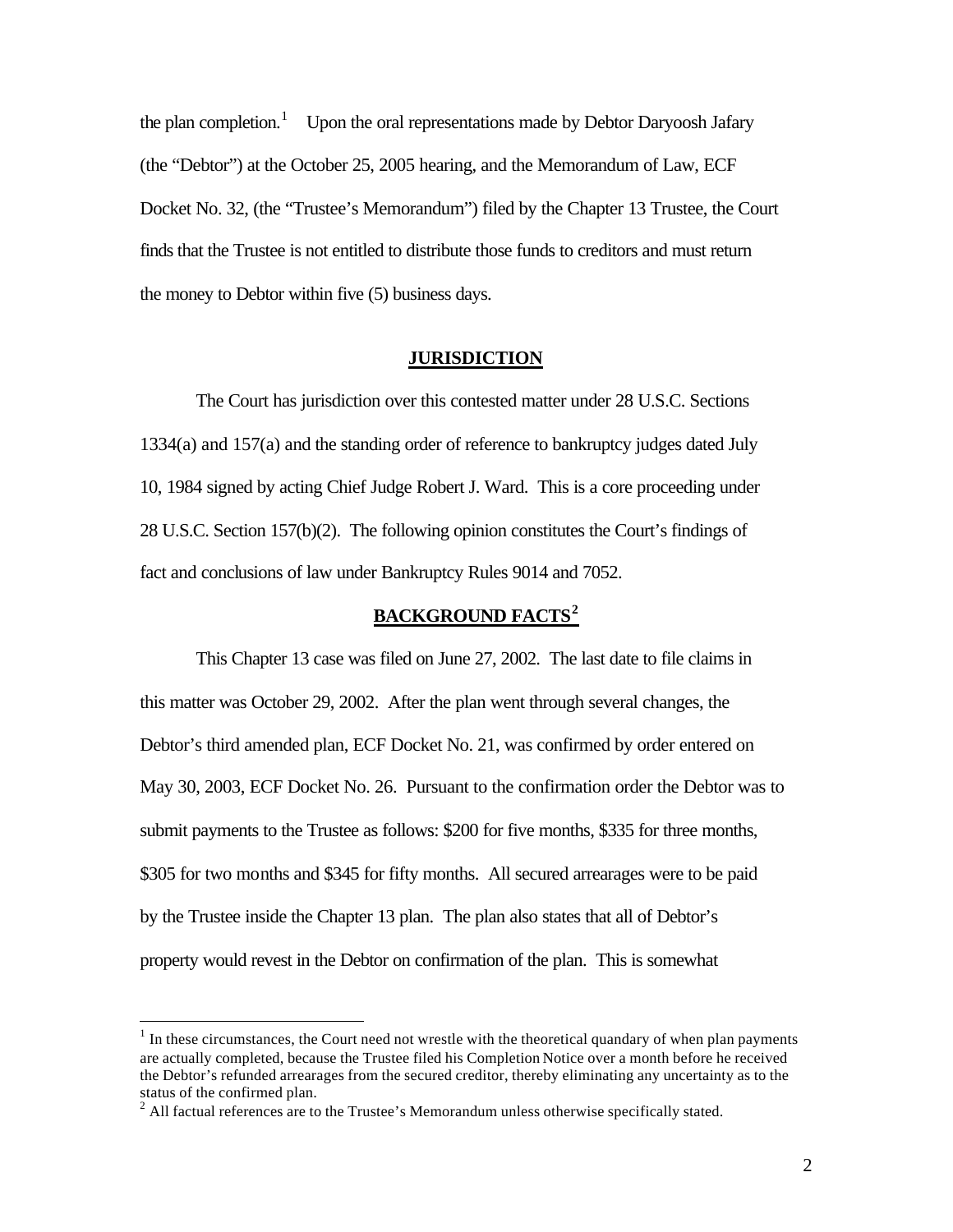the plan completion.[1] Upon the oral representations made by Debtor Daryoosh Jafary (the "Debtor") at the October 25, 2005 hearing, and the Memorandum of Law, ECF Docket No. 32, (the "Trustee's Memorandum") filed by the Chapter 13 Trustee, the Court finds that the Trustee is not entitled to distribute those funds to creditors and must return the money to Debtor within five (5) business days.

## JURISDICTION

The Court has jurisdiction over this contested matter under 28 U.S.C. Sections 1334(a) and 157(a) and the standing order of reference to bankruptcy judges dated July 10, 1984 signed by acting Chief Judge Robert J. Ward. This is a core proceeding under 28 U.S.C. Section 157(b)(2). The following opinion constitutes the Court's findings of fact and conclusions of law under Bankruptcy Rules 9014 and 7052.

## BACKGROUND FACTS[2]

This Chapter 13 case was filed on June 27, 2002. The last date to file claims in this matter was October 29, 2002. After the plan went through several changes, the Debtor's third amended plan, ECF Docket No. 21, was confirmed by order entered on May 30, 2003, ECF Docket No. 26. Pursuant to the confirmation order the Debtor was to submit payments to the Trustee as follows: $200 for five months, $335 for three months, $305 for two months and $345 for fifty months. All secured arrearages were to be paid by the Trustee inside the Chapter 13 plan. The plan also states that all of Debtor's property would revest in the Debtor on confirmation of the plan. This is somewhat

---

[1] In these circumstances, the Court need not wrestle with the theoretical quandary of when plan payments are actually completed, because the Trustee filed his Completion Notice over a month before he received the Debtor's refunded arrearages from the secured creditor, thereby eliminating any uncertainty as to the status of the confirmed plan.

[2] All factual references are to the Trustee's Memorandum unless otherwise specifically stated.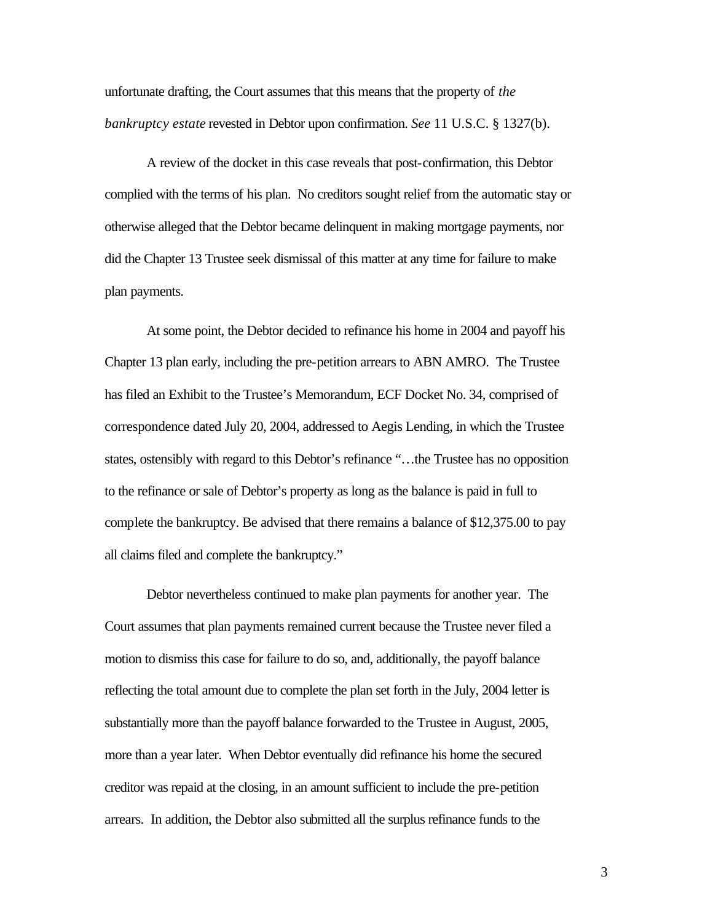unfortunate drafting, the Court assumes that this means that the property of *the bankruptcy estate* revested in Debtor upon confirmation. *See* 11 U.S.C. § 1327(b).

A review of the docket in this case reveals that post-confirmation, this Debtor complied with the terms of his plan. No creditors sought relief from the automatic stay or otherwise alleged that the Debtor became delinquent in making mortgage payments, nor did the Chapter 13 Trustee seek dismissal of this matter at any time for failure to make plan payments.

At some point, the Debtor decided to refinance his home in 2004 and payoff his Chapter 13 plan early, including the pre-petition arrears to ABN AMRO. The Trustee has filed an Exhibit to the Trustee's Memorandum, ECF Docket No. 34, comprised of correspondence dated July 20, 2004, addressed to Aegis Lending, in which the Trustee states, ostensibly with regard to this Debtor's refinance "…the Trustee has no opposition to the refinance or sale of Debtor's property as long as the balance is paid in full to complete the bankruptcy. Be advised that there remains a balance of $12,375.00 to pay all claims filed and complete the bankruptcy."

Debtor nevertheless continued to make plan payments for another year. The Court assumes that plan payments remained current because the Trustee never filed a motion to dismiss this case for failure to do so, and, additionally, the payoff balance reflecting the total amount due to complete the plan set forth in the July, 2004 letter is substantially more than the payoff balance forwarded to the Trustee in August, 2005, more than a year later. When Debtor eventually did refinance his home the secured creditor was repaid at the closing, in an amount sufficient to include the pre-petition arrears. In addition, the Debtor also submitted all the surplus refinance funds to the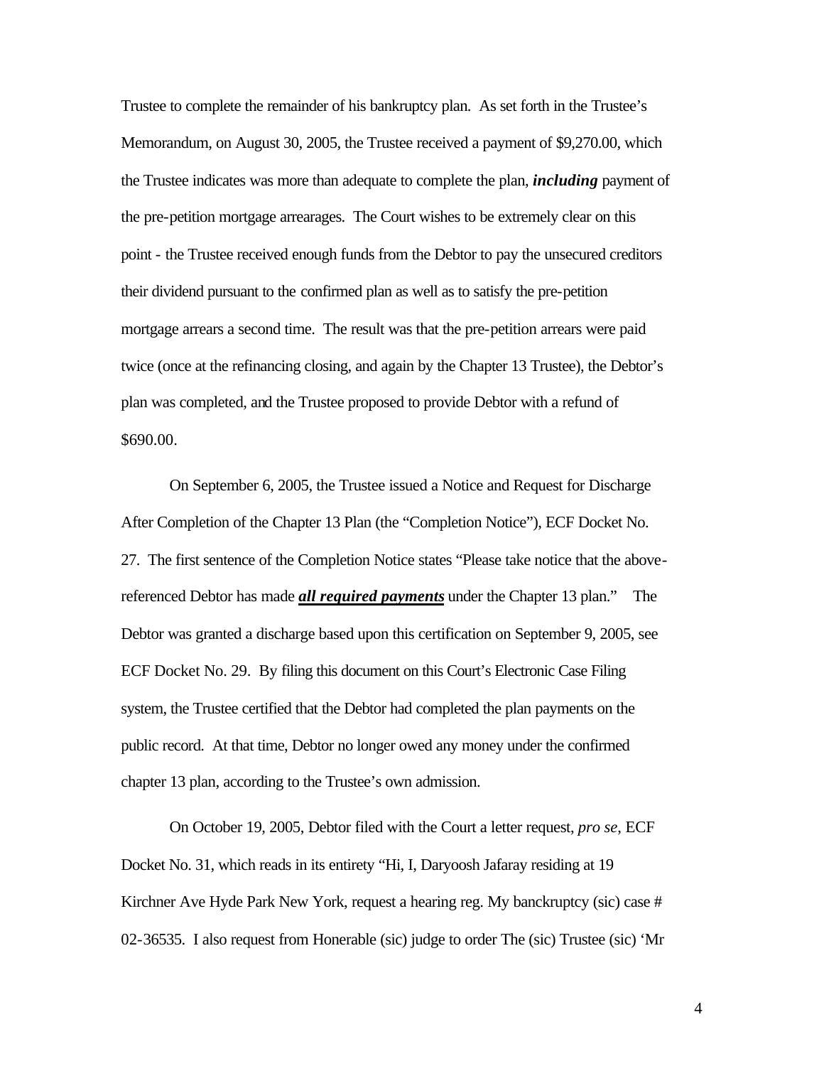Trustee to complete the remainder of his bankruptcy plan. As set forth in the Trustee's Memorandum, on August 30, 2005, the Trustee received a payment of $9,270.00, which the Trustee indicates was more than adequate to complete the plan, ***including*** payment of the pre-petition mortgage arrearages. The Court wishes to be extremely clear on this point - the Trustee received enough funds from the Debtor to pay the unsecured creditors their dividend pursuant to the confirmed plan as well as to satisfy the pre-petition mortgage arrears a second time. The result was that the pre-petition arrears were paid twice (once at the refinancing closing, and again by the Chapter 13 Trustee), the Debtor's plan was completed, and the Trustee proposed to provide Debtor with a refund of $690.00.

On September 6, 2005, the Trustee issued a Notice and Request for Discharge After Completion of the Chapter 13 Plan (the "Completion Notice"), ECF Docket No. 27. The first sentence of the Completion Notice states "Please take notice that the above-referenced Debtor has made <u>***all required payments***</u> under the Chapter 13 plan." The Debtor was granted a discharge based upon this certification on September 9, 2005, see ECF Docket No. 29. By filing this document on this Court's Electronic Case Filing system, the Trustee certified that the Debtor had completed the plan payments on the public record. At that time, Debtor no longer owed any money under the confirmed chapter 13 plan, according to the Trustee's own admission.

On October 19, 2005, Debtor filed with the Court a letter request, *pro se*, ECF Docket No. 31, which reads in its entirety "Hi, I, Daryoosh Jafaray residing at 19 Kirchner Ave Hyde Park New York, request a hearing reg. My banckruptcy (sic) case # 02-36535. I also request from Honerable (sic) judge to order The (sic) Trustee (sic) 'Mr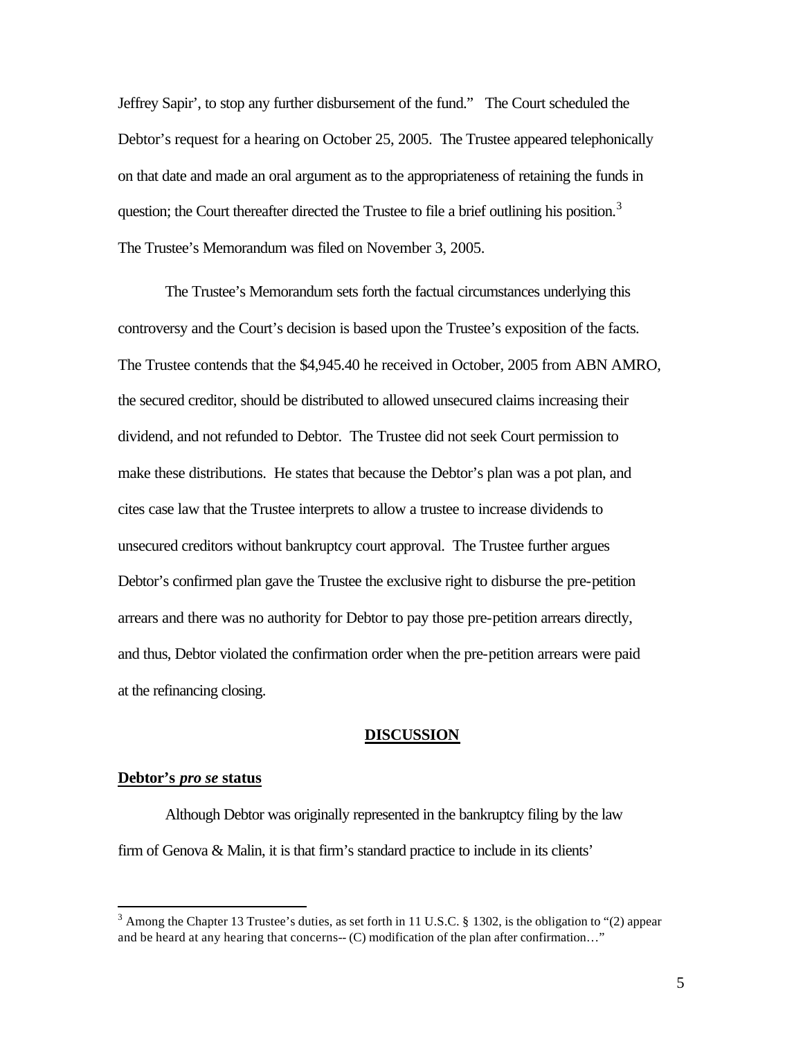Jeffrey Sapir', to stop any further disbursement of the fund." The Court scheduled the Debtor's request for a hearing on October 25, 2005. The Trustee appeared telephonically on that date and made an oral argument as to the appropriateness of retaining the funds in question; the Court thereafter directed the Trustee to file a brief outlining his position.[3] The Trustee's Memorandum was filed on November 3, 2005.

The Trustee's Memorandum sets forth the factual circumstances underlying this controversy and the Court's decision is based upon the Trustee's exposition of the facts. The Trustee contends that the $4,945.40 he received in October, 2005 from ABN AMRO, the secured creditor, should be distributed to allowed unsecured claims increasing their dividend, and not refunded to Debtor. The Trustee did not seek Court permission to make these distributions. He states that because the Debtor's plan was a pot plan, and cites case law that the Trustee interprets to allow a trustee to increase dividends to unsecured creditors without bankruptcy court approval. The Trustee further argues Debtor's confirmed plan gave the Trustee the exclusive right to disburse the pre-petition arrears and there was no authority for Debtor to pay those pre-petition arrears directly, and thus, Debtor violated the confirmation order when the pre-petition arrears were paid at the refinancing closing.

## DISCUSSION

**Debtor's *pro se* status**

Although Debtor was originally represented in the bankruptcy filing by the law firm of Genova & Malin, it is that firm's standard practice to include in its clients'

---

[3] Among the Chapter 13 Trustee's duties, as set forth in 11 U.S.C. § 1302, is the obligation to "(2) appear and be heard at any hearing that concerns-- (C) modification of the plan after confirmation…"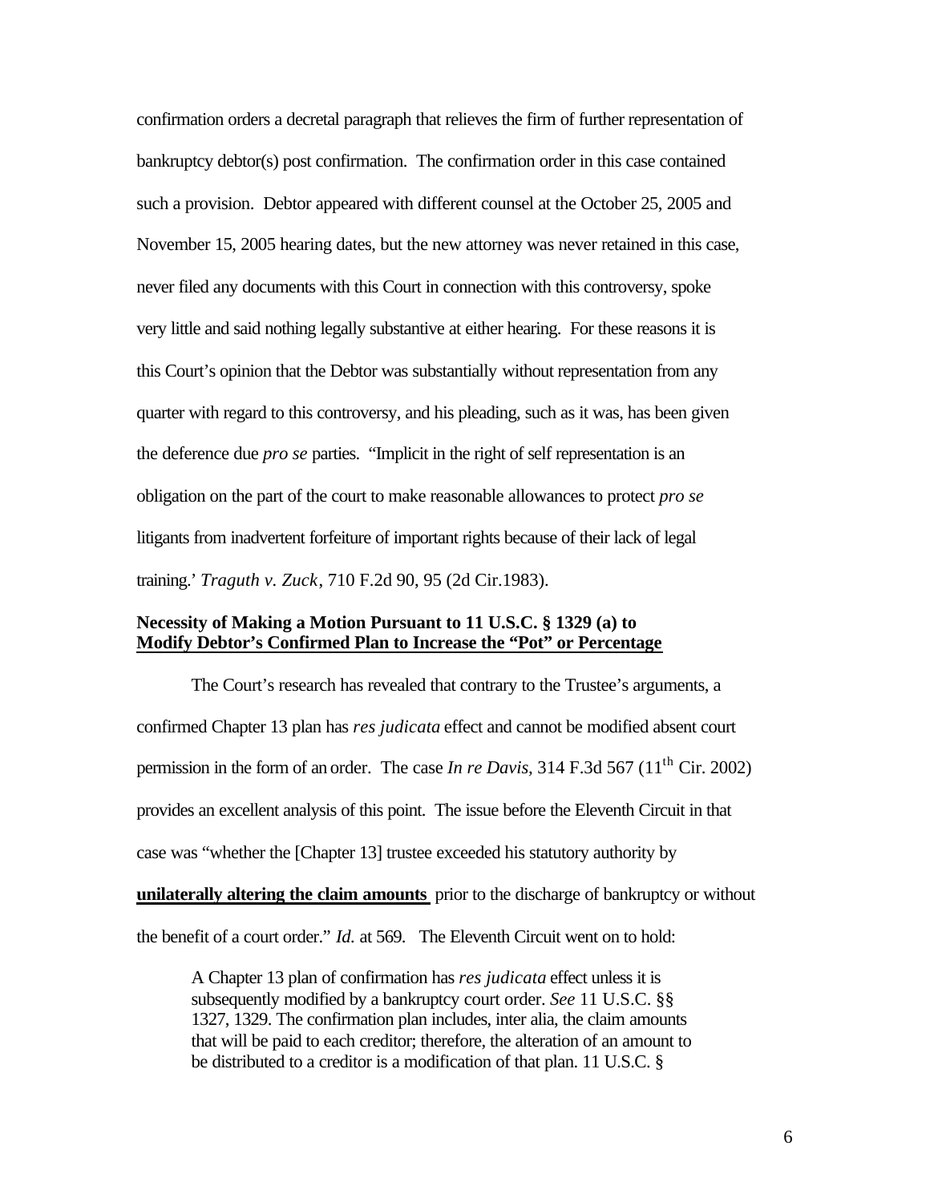confirmation orders a decretal paragraph that relieves the firm of further representation of bankruptcy debtor(s) post confirmation. The confirmation order in this case contained such a provision. Debtor appeared with different counsel at the October 25, 2005 and November 15, 2005 hearing dates, but the new attorney was never retained in this case, never filed any documents with this Court in connection with this controversy, spoke very little and said nothing legally substantive at either hearing. For these reasons it is this Court's opinion that the Debtor was substantially without representation from any quarter with regard to this controversy, and his pleading, such as it was, has been given the deference due *pro se* parties. "Implicit in the right of self representation is an obligation on the part of the court to make reasonable allowances to protect *pro se* litigants from inadvertent forfeiture of important rights because of their lack of legal training.' *Traguth v. Zuck*, 710 F.2d 90, 95 (2d Cir.1983).

**Necessity of Making a Motion Pursuant to 11 U.S.C. § 1329 (a) to**
**<u>Modify Debtor's Confirmed Plan to Increase the "Pot" or Percentage</u>**

The Court's research has revealed that contrary to the Trustee's arguments, a confirmed Chapter 13 plan has *res judicata* effect and cannot be modified absent court permission in the form of an order. The case *In re Davis*, 314 F.3d 567 (11th Cir. 2002) provides an excellent analysis of this point. The issue before the Eleventh Circuit in that case was "whether the [Chapter 13] trustee exceeded his statutory authority by **<u>unilaterally altering the claim amounts</u>** prior to the discharge of bankruptcy or without the benefit of a court order." *Id.* at 569. The Eleventh Circuit went on to hold:

> A Chapter 13 plan of confirmation has *res judicata* effect unless it is subsequently modified by a bankruptcy court order. *See* 11 U.S.C. §§ 1327, 1329. The confirmation plan includes, inter alia, the claim amounts that will be paid to each creditor; therefore, the alteration of an amount to be distributed to a creditor is a modification of that plan. 11 U.S.C. §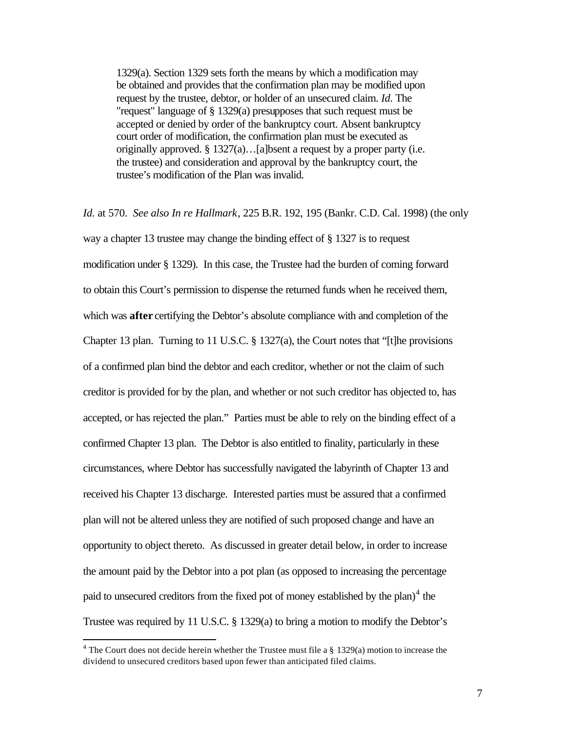> 1329(a). Section 1329 sets forth the means by which a modification may be obtained and provides that the confirmation plan may be modified upon request by the trustee, debtor, or holder of an unsecured claim. *Id*. The "request" language of § 1329(a) presupposes that such request must be accepted or denied by order of the bankruptcy court. Absent bankruptcy court order of modification, the confirmation plan must be executed as originally approved. § 1327(a)…[a]bsent a request by a proper party (i.e. the trustee) and consideration and approval by the bankruptcy court, the trustee's modification of the Plan was invalid.

*Id.* at 570. *See also In re Hallmark*, 225 B.R. 192, 195 (Bankr. C.D. Cal. 1998) (the only way a chapter 13 trustee may change the binding effect of § 1327 is to request modification under § 1329). In this case, the Trustee had the burden of coming forward to obtain this Court's permission to dispense the returned funds when he received them, which was **after** certifying the Debtor's absolute compliance with and completion of the Chapter 13 plan. Turning to 11 U.S.C. § 1327(a), the Court notes that "[t]he provisions of a confirmed plan bind the debtor and each creditor, whether or not the claim of such creditor is provided for by the plan, and whether or not such creditor has objected to, has accepted, or has rejected the plan." Parties must be able to rely on the binding effect of a confirmed Chapter 13 plan. The Debtor is also entitled to finality, particularly in these circumstances, where Debtor has successfully navigated the labyrinth of Chapter 13 and received his Chapter 13 discharge. Interested parties must be assured that a confirmed plan will not be altered unless they are notified of such proposed change and have an opportunity to object thereto. As discussed in greater detail below, in order to increase the amount paid by the Debtor into a pot plan (as opposed to increasing the percentage paid to unsecured creditors from the fixed pot of money established by the plan)[4] the Trustee was required by 11 U.S.C. § 1329(a) to bring a motion to modify the Debtor's

[4] The Court does not decide herein whether the Trustee must file a § 1329(a) motion to increase the dividend to unsecured creditors based upon fewer than anticipated filed claims.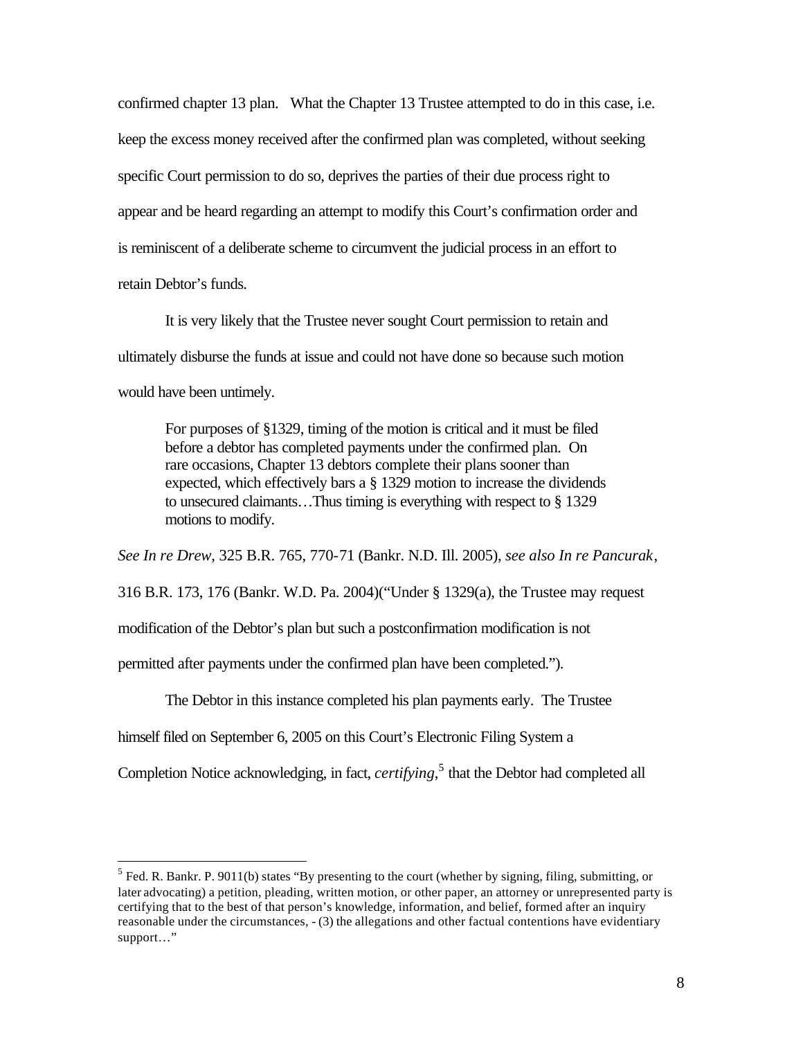confirmed chapter 13 plan. What the Chapter 13 Trustee attempted to do in this case, i.e. keep the excess money received after the confirmed plan was completed, without seeking specific Court permission to do so, deprives the parties of their due process right to appear and be heard regarding an attempt to modify this Court's confirmation order and is reminiscent of a deliberate scheme to circumvent the judicial process in an effort to retain Debtor's funds.

It is very likely that the Trustee never sought Court permission to retain and ultimately disburse the funds at issue and could not have done so because such motion would have been untimely.

> For purposes of §1329, timing of the motion is critical and it must be filed before a debtor has completed payments under the confirmed plan. On rare occasions, Chapter 13 debtors complete their plans sooner than expected, which effectively bars a § 1329 motion to increase the dividends to unsecured claimants…Thus timing is everything with respect to § 1329 motions to modify.

*See In re Drew*, 325 B.R. 765, 770-71 (Bankr. N.D. Ill. 2005), *see also In re Pancurak*, 316 B.R. 173, 176 (Bankr. W.D. Pa. 2004)("Under § 1329(a), the Trustee may request modification of the Debtor's plan but such a postconfirmation modification is not permitted after payments under the confirmed plan have been completed.").

The Debtor in this instance completed his plan payments early. The Trustee himself filed on September 6, 2005 on this Court's Electronic Filing System a Completion Notice acknowledging, in fact, *certifying*,[5] that the Debtor had completed all

---

[5] Fed. R. Bankr. P. 9011(b) states "By presenting to the court (whether by signing, filing, submitting, or later advocating) a petition, pleading, written motion, or other paper, an attorney or unrepresented party is certifying that to the best of that person's knowledge, information, and belief, formed after an inquiry reasonable under the circumstances, - (3) the allegations and other factual contentions have evidentiary support…"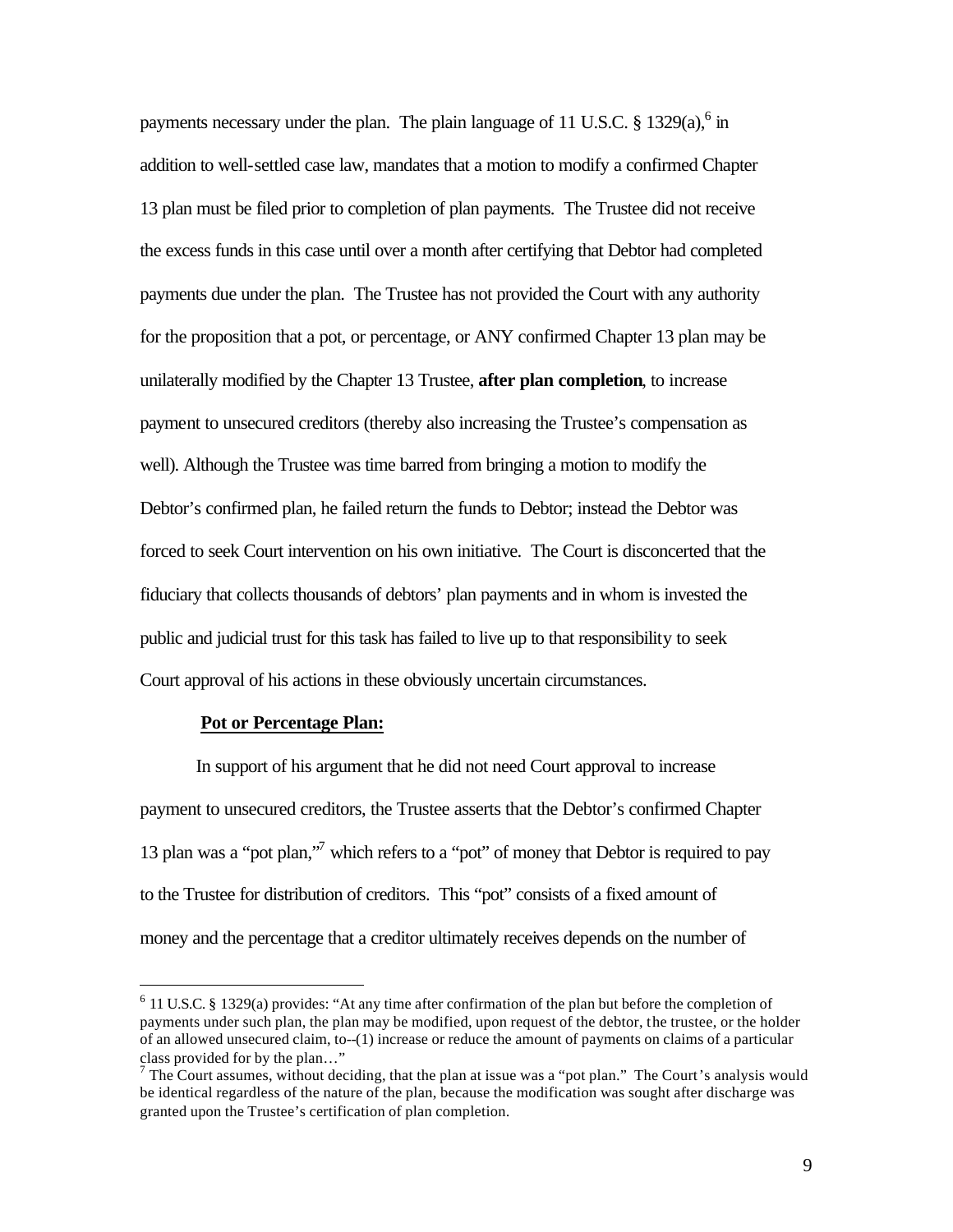payments necessary under the plan. The plain language of 11 U.S.C. § 1329(a),[6] in addition to well-settled case law, mandates that a motion to modify a confirmed Chapter 13 plan must be filed prior to completion of plan payments. The Trustee did not receive the excess funds in this case until over a month after certifying that Debtor had completed payments due under the plan. The Trustee has not provided the Court with any authority for the proposition that a pot, or percentage, or ANY confirmed Chapter 13 plan may be unilaterally modified by the Chapter 13 Trustee, **after plan completion**, to increase payment to unsecured creditors (thereby also increasing the Trustee's compensation as well). Although the Trustee was time barred from bringing a motion to modify the Debtor's confirmed plan, he failed return the funds to Debtor; instead the Debtor was forced to seek Court intervention on his own initiative. The Court is disconcerted that the fiduciary that collects thousands of debtors' plan payments and in whom is invested the public and judicial trust for this task has failed to live up to that responsibility to seek Court approval of his actions in these obviously uncertain circumstances.

**Pot or Percentage Plan:**

In support of his argument that he did not need Court approval to increase payment to unsecured creditors, the Trustee asserts that the Debtor's confirmed Chapter 13 plan was a "pot plan,"[7] which refers to a "pot" of money that Debtor is required to pay to the Trustee for distribution of creditors. This "pot" consists of a fixed amount of money and the percentage that a creditor ultimately receives depends on the number of

---

[6] 11 U.S.C. § 1329(a) provides: "At any time after confirmation of the plan but before the completion of payments under such plan, the plan may be modified, upon request of the debtor, the trustee, or the holder of an allowed unsecured claim, to--(1) increase or reduce the amount of payments on claims of a particular class provided for by the plan…"

[7] The Court assumes, without deciding, that the plan at issue was a "pot plan." The Court's analysis would be identical regardless of the nature of the plan, because the modification was sought after discharge was granted upon the Trustee's certification of plan completion.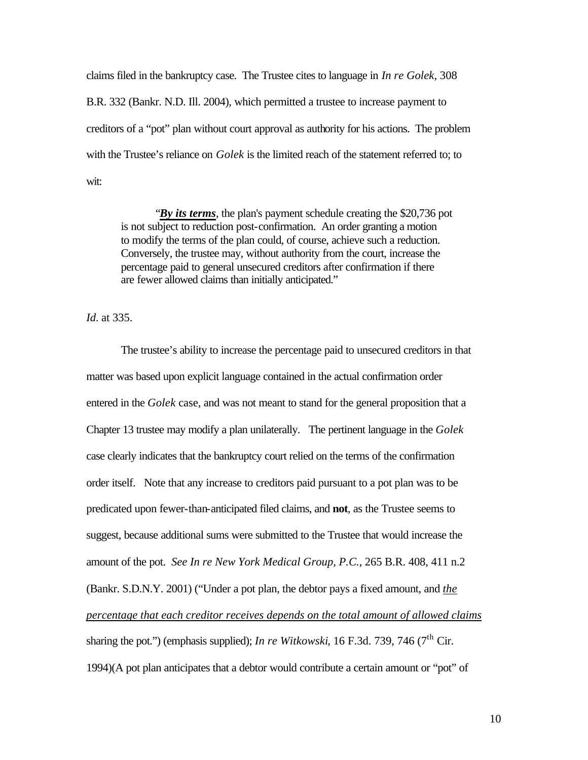claims filed in the bankruptcy case. The Trustee cites to language in *In re Golek*, 308 B.R. 332 (Bankr. N.D. Ill. 2004), which permitted a trustee to increase payment to creditors of a "pot" plan without court approval as authority for his actions. The problem with the Trustee's reliance on *Golek* is the limited reach of the statement referred to; to wit:

> "***By its terms***, the plan's payment schedule creating the $20,736 pot is not subject to reduction post-confirmation. An order granting a motion to modify the terms of the plan could, of course, achieve such a reduction. Conversely, the trustee may, without authority from the court, increase the percentage paid to general unsecured creditors after confirmation if there are fewer allowed claims than initially anticipated."

*Id.* at 335.

The trustee's ability to increase the percentage paid to unsecured creditors in that matter was based upon explicit language contained in the actual confirmation order entered in the *Golek* case, and was not meant to stand for the general proposition that a Chapter 13 trustee may modify a plan unilaterally. The pertinent language in the *Golek* case clearly indicates that the bankruptcy court relied on the terms of the confirmation order itself. Note that any increase to creditors paid pursuant to a pot plan was to be predicated upon fewer-than-anticipated filed claims, and **not**, as the Trustee seems to suggest, because additional sums were submitted to the Trustee that would increase the amount of the pot. *See In re New York Medical Group, P.C.*, 265 B.R. 408, 411 n.2 (Bankr. S.D.N.Y. 2001) ("Under a pot plan, the debtor pays a fixed amount, and *the percentage that each creditor receives depends on the total amount of allowed claims* sharing the pot.") (emphasis supplied); *In re Witkowski*, 16 F.3d. 739, 746 (7th Cir. 1994)(A pot plan anticipates that a debtor would contribute a certain amount or "pot" of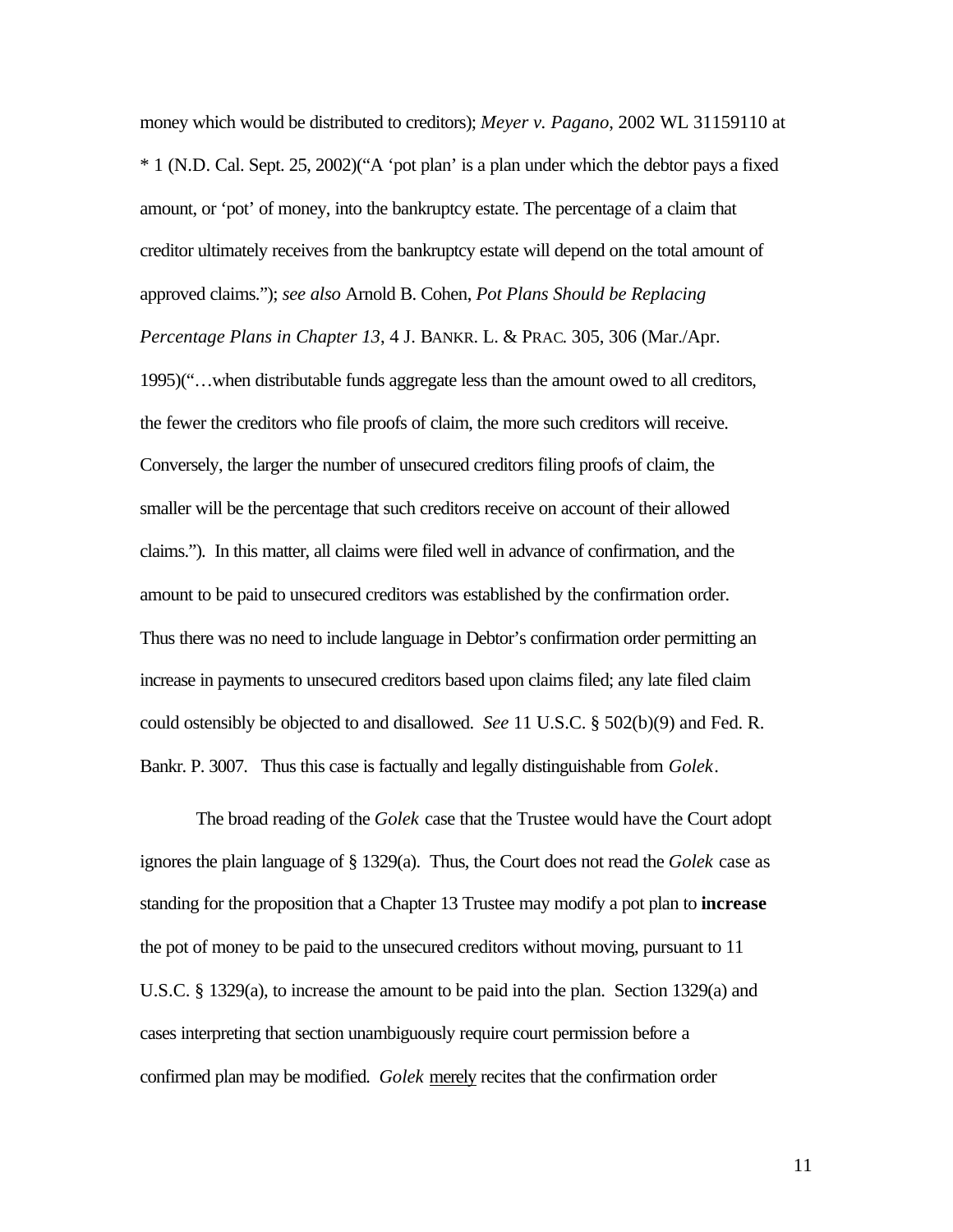money which would be distributed to creditors); *Meyer v. Pagano*, 2002 WL 31159110 at * 1 (N.D. Cal. Sept. 25, 2002)("A 'pot plan' is a plan under which the debtor pays a fixed amount, or 'pot' of money, into the bankruptcy estate. The percentage of a claim that creditor ultimately receives from the bankruptcy estate will depend on the total amount of approved claims."); *see also* Arnold B. Cohen, *Pot Plans Should be Replacing Percentage Plans in Chapter 13*, 4 J. BANKR. L. & PRAC. 305, 306 (Mar./Apr. 1995)("…when distributable funds aggregate less than the amount owed to all creditors, the fewer the creditors who file proofs of claim, the more such creditors will receive. Conversely, the larger the number of unsecured creditors filing proofs of claim, the smaller will be the percentage that such creditors receive on account of their allowed claims."). In this matter, all claims were filed well in advance of confirmation, and the amount to be paid to unsecured creditors was established by the confirmation order. Thus there was no need to include language in Debtor's confirmation order permitting an increase in payments to unsecured creditors based upon claims filed; any late filed claim could ostensibly be objected to and disallowed. *See* 11 U.S.C. § 502(b)(9) and Fed. R. Bankr. P. 3007. Thus this case is factually and legally distinguishable from *Golek*.

The broad reading of the *Golek* case that the Trustee would have the Court adopt ignores the plain language of § 1329(a). Thus, the Court does not read the *Golek* case as standing for the proposition that a Chapter 13 Trustee may modify a pot plan to **increase** the pot of money to be paid to the unsecured creditors without moving, pursuant to 11 U.S.C. § 1329(a), to increase the amount to be paid into the plan. Section 1329(a) and cases interpreting that section unambiguously require court permission before a confirmed plan may be modified. *Golek* merely recites that the confirmation order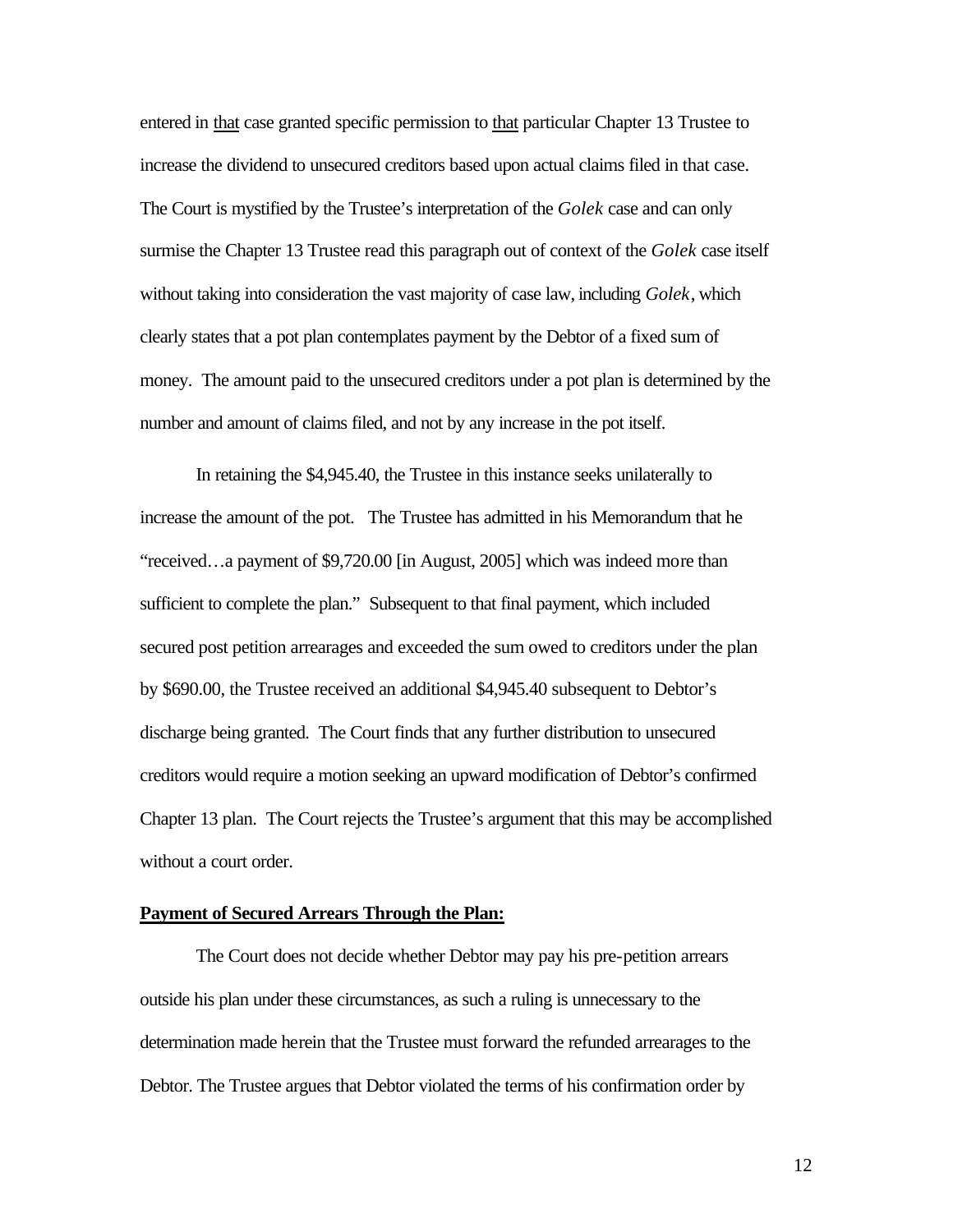entered in <u>that</u> case granted specific permission to <u>that</u> particular Chapter 13 Trustee to increase the dividend to unsecured creditors based upon actual claims filed in that case. The Court is mystified by the Trustee's interpretation of the *Golek* case and can only surmise the Chapter 13 Trustee read this paragraph out of context of the *Golek* case itself without taking into consideration the vast majority of case law, including *Golek*, which clearly states that a pot plan contemplates payment by the Debtor of a fixed sum of money. The amount paid to the unsecured creditors under a pot plan is determined by the number and amount of claims filed, and not by any increase in the pot itself.

In retaining the $4,945.40, the Trustee in this instance seeks unilaterally to increase the amount of the pot. The Trustee has admitted in his Memorandum that he "received…a payment of $9,720.00 [in August, 2005] which was indeed more than sufficient to complete the plan." Subsequent to that final payment, which included secured post petition arrearages and exceeded the sum owed to creditors under the plan by $690.00, the Trustee received an additional $4,945.40 subsequent to Debtor's discharge being granted. The Court finds that any further distribution to unsecured creditors would require a motion seeking an upward modification of Debtor's confirmed Chapter 13 plan. The Court rejects the Trustee's argument that this may be accomplished without a court order.

**<u>Payment of Secured Arrears Through the Plan:</u>**

The Court does not decide whether Debtor may pay his pre-petition arrears outside his plan under these circumstances, as such a ruling is unnecessary to the determination made herein that the Trustee must forward the refunded arrearages to the Debtor. The Trustee argues that Debtor violated the terms of his confirmation order by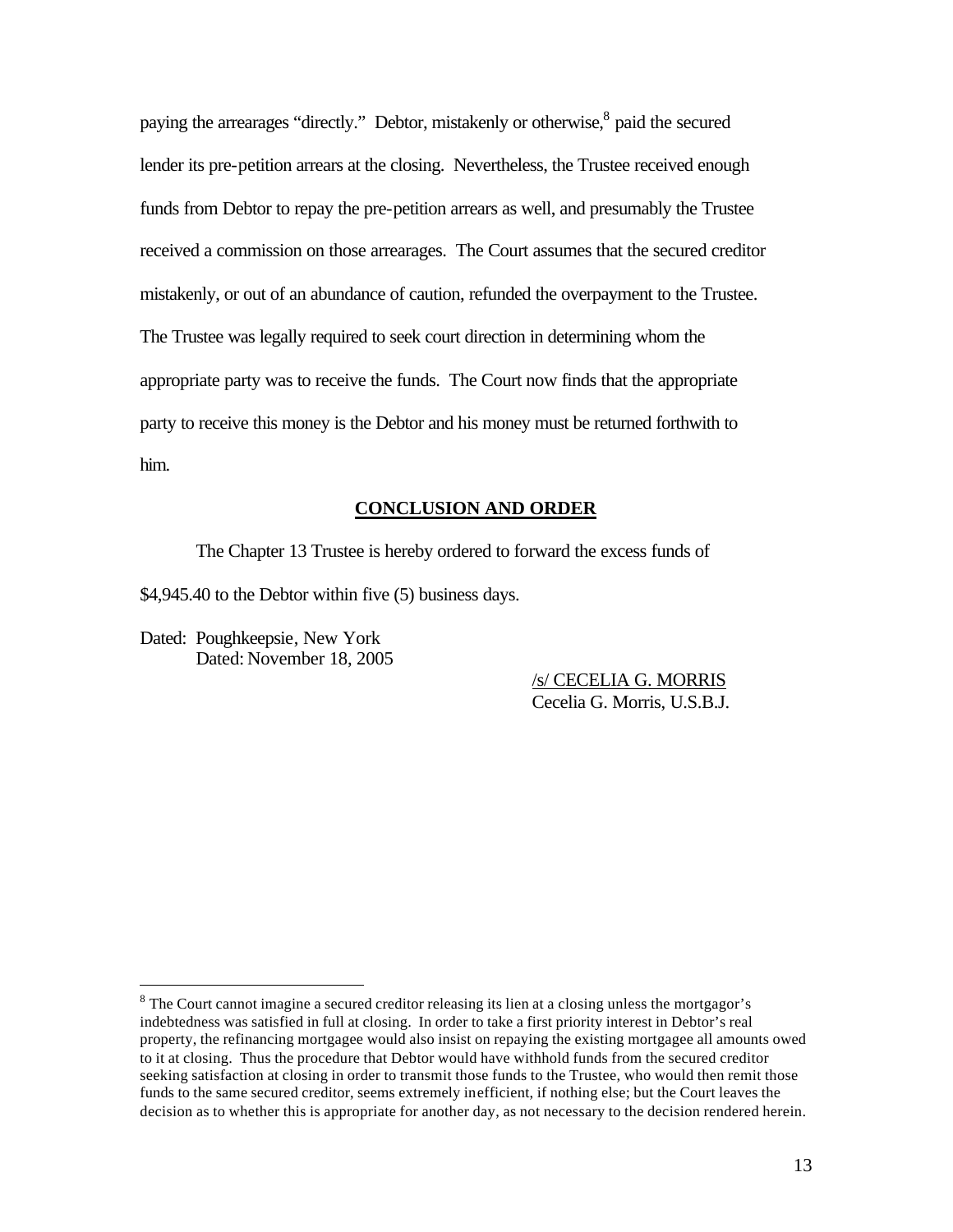paying the arrearages "directly." Debtor, mistakenly or otherwise,[8] paid the secured lender its pre-petition arrears at the closing. Nevertheless, the Trustee received enough funds from Debtor to repay the pre-petition arrears as well, and presumably the Trustee received a commission on those arrearages. The Court assumes that the secured creditor mistakenly, or out of an abundance of caution, refunded the overpayment to the Trustee. The Trustee was legally required to seek court direction in determining whom the appropriate party was to receive the funds. The Court now finds that the appropriate party to receive this money is the Debtor and his money must be returned forthwith to him.

**CONCLUSION AND ORDER**

The Chapter 13 Trustee is hereby ordered to forward the excess funds of $4,945.40 to the Debtor within five (5) business days.

Dated: Poughkeepsie, New York
Dated: November 18, 2005

/s/ CECELIA G. MORRIS
Cecelia G. Morris, U.S.B.J.

---

[8] The Court cannot imagine a secured creditor releasing its lien at a closing unless the mortgagor's indebtedness was satisfied in full at closing. In order to take a first priority interest in Debtor's real property, the refinancing mortgagee would also insist on repaying the existing mortgagee all amounts owed to it at closing. Thus the procedure that Debtor would have withhold funds from the secured creditor seeking satisfaction at closing in order to transmit those funds to the Trustee, who would then remit those funds to the same secured creditor, seems extremely inefficient, if nothing else; but the Court leaves the decision as to whether this is appropriate for another day, as not necessary to the decision rendered herein.